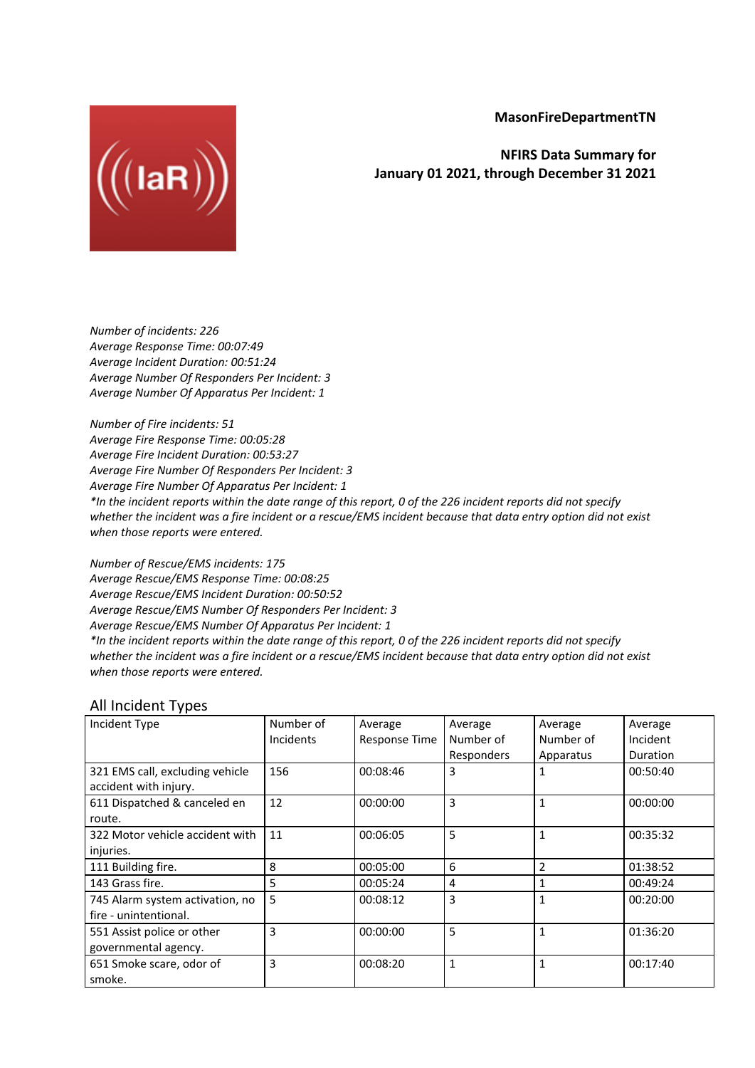**MasonFireDepartmentTN**

**NFIRS Data Summary for January 01 2021, through December 31 2021**

*Number of incidents: 226*
*Average Response Time: 00:07:49*
*Average Incident Duration: 00:51:24*
*Average Number Of Responders Per Incident: 3*
*Average Number Of Apparatus Per Incident: 1*

*Number of Fire incidents: 51*
*Average Fire Response Time: 00:05:28*
*Average Fire Incident Duration: 00:53:27*
*Average Fire Number Of Responders Per Incident: 3*
*Average Fire Number Of Apparatus Per Incident: 1*
*\*In the incident reports within the date range of this report, 0 of the 226 incident reports did not specify whether the incident was a fire incident or a rescue/EMS incident because that data entry option did not exist when those reports were entered.*

*Number of Rescue/EMS incidents: 175*
*Average Rescue/EMS Response Time: 00:08:25*
*Average Rescue/EMS Incident Duration: 00:50:52*
*Average Rescue/EMS Number Of Responders Per Incident: 3*
*Average Rescue/EMS Number Of Apparatus Per Incident: 1*
*\*In the incident reports within the date range of this report, 0 of the 226 incident reports did not specify whether the incident was a fire incident or a rescue/EMS incident because that data entry option did not exist when those reports were entered.*

## All Incident Types

| Incident Type | Number of Incidents | Average Response Time | Average Number of Responders | Average Number of Apparatus | Average Incident Duration |
|---|---|---|---|---|---|
| 321 EMS call, excluding vehicle accident with injury. | 156 | 00:08:46 | 3 | 1 | 00:50:40 |
| 611 Dispatched & canceled en route. | 12 | 00:00:00 | 3 | 1 | 00:00:00 |
| 322 Motor vehicle accident with injuries. | 11 | 00:06:05 | 5 | 1 | 00:35:32 |
| 111 Building fire. | 8 | 00:05:00 | 6 | 2 | 01:38:52 |
| 143 Grass fire. | 5 | 00:05:24 | 4 | 1 | 00:49:24 |
| 745 Alarm system activation, no fire - unintentional. | 5 | 00:08:12 | 3 | 1 | 00:20:00 |
| 551 Assist police or other governmental agency. | 3 | 00:00:00 | 5 | 1 | 01:36:20 |
| 651 Smoke scare, odor of smoke. | 3 | 00:08:20 | 1 | 1 | 00:17:40 |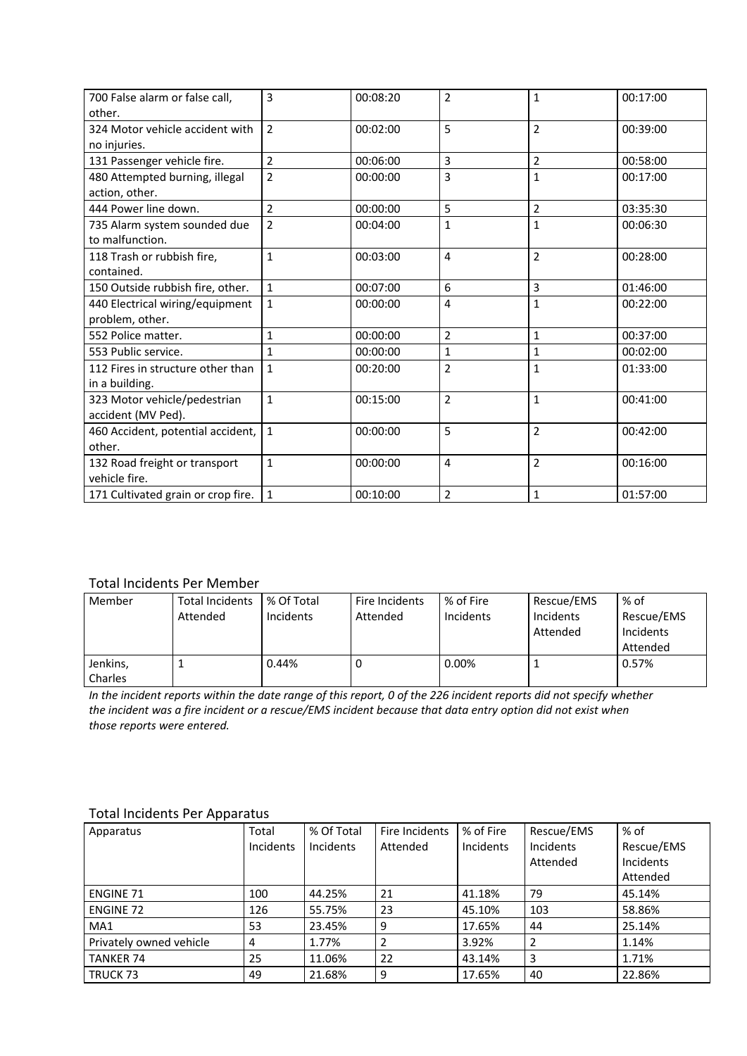| | | | | | |
|---|---|---|---|---|---|
| 700 False alarm or false call, other. | 3 | 00:08:20 | 2 | 1 | 00:17:00 |
| 324 Motor vehicle accident with no injuries. | 2 | 00:02:00 | 5 | 2 | 00:39:00 |
| 131 Passenger vehicle fire. | 2 | 00:06:00 | 3 | 2 | 00:58:00 |
| 480 Attempted burning, illegal action, other. | 2 | 00:00:00 | 3 | 1 | 00:17:00 |
| 444 Power line down. | 2 | 00:00:00 | 5 | 2 | 03:35:30 |
| 735 Alarm system sounded due to malfunction. | 2 | 00:04:00 | 1 | 1 | 00:06:30 |
| 118 Trash or rubbish fire, contained. | 1 | 00:03:00 | 4 | 2 | 00:28:00 |
| 150 Outside rubbish fire, other. | 1 | 00:07:00 | 6 | 3 | 01:46:00 |
| 440 Electrical wiring/equipment problem, other. | 1 | 00:00:00 | 4 | 1 | 00:22:00 |
| 552 Police matter. | 1 | 00:00:00 | 2 | 1 | 00:37:00 |
| 553 Public service. | 1 | 00:00:00 | 1 | 1 | 00:02:00 |
| 112 Fires in structure other than in a building. | 1 | 00:20:00 | 2 | 1 | 01:33:00 |
| 323 Motor vehicle/pedestrian accident (MV Ped). | 1 | 00:15:00 | 2 | 1 | 00:41:00 |
| 460 Accident, potential accident, other. | 1 | 00:00:00 | 5 | 2 | 00:42:00 |
| 132 Road freight or transport vehicle fire. | 1 | 00:00:00 | 4 | 2 | 00:16:00 |
| 171 Cultivated grain or crop fire. | 1 | 00:10:00 | 2 | 1 | 01:57:00 |

## Total Incidents Per Member

| Member | Total Incidents Attended | % Of Total Incidents | Fire Incidents Attended | % of Fire Incidents | Rescue/EMS Incidents Attended | % of Rescue/EMS Incidents Attended |
|---|---|---|---|---|---|---|
| Jenkins, Charles | 1 | 0.44% | 0 | 0.00% | 1 | 0.57% |

*In the incident reports within the date range of this report, 0 of the 226 incident reports did not specify whether the incident was a fire incident or a rescue/EMS incident because that data entry option did not exist when those reports were entered.*

## Total Incidents Per Apparatus

| Apparatus | Total Incidents | % Of Total Incidents | Fire Incidents Attended | % of Fire Incidents | Rescue/EMS Incidents Attended | % of Rescue/EMS Incidents Attended |
|---|---|---|---|---|---|---|
| ENGINE 71 | 100 | 44.25% | 21 | 41.18% | 79 | 45.14% |
| ENGINE 72 | 126 | 55.75% | 23 | 45.10% | 103 | 58.86% |
| MA1 | 53 | 23.45% | 9 | 17.65% | 44 | 25.14% |
| Privately owned vehicle | 4 | 1.77% | 2 | 3.92% | 2 | 1.14% |
| TANKER 74 | 25 | 11.06% | 22 | 43.14% | 3 | 1.71% |
| TRUCK 73 | 49 | 21.68% | 9 | 17.65% | 40 | 22.86% |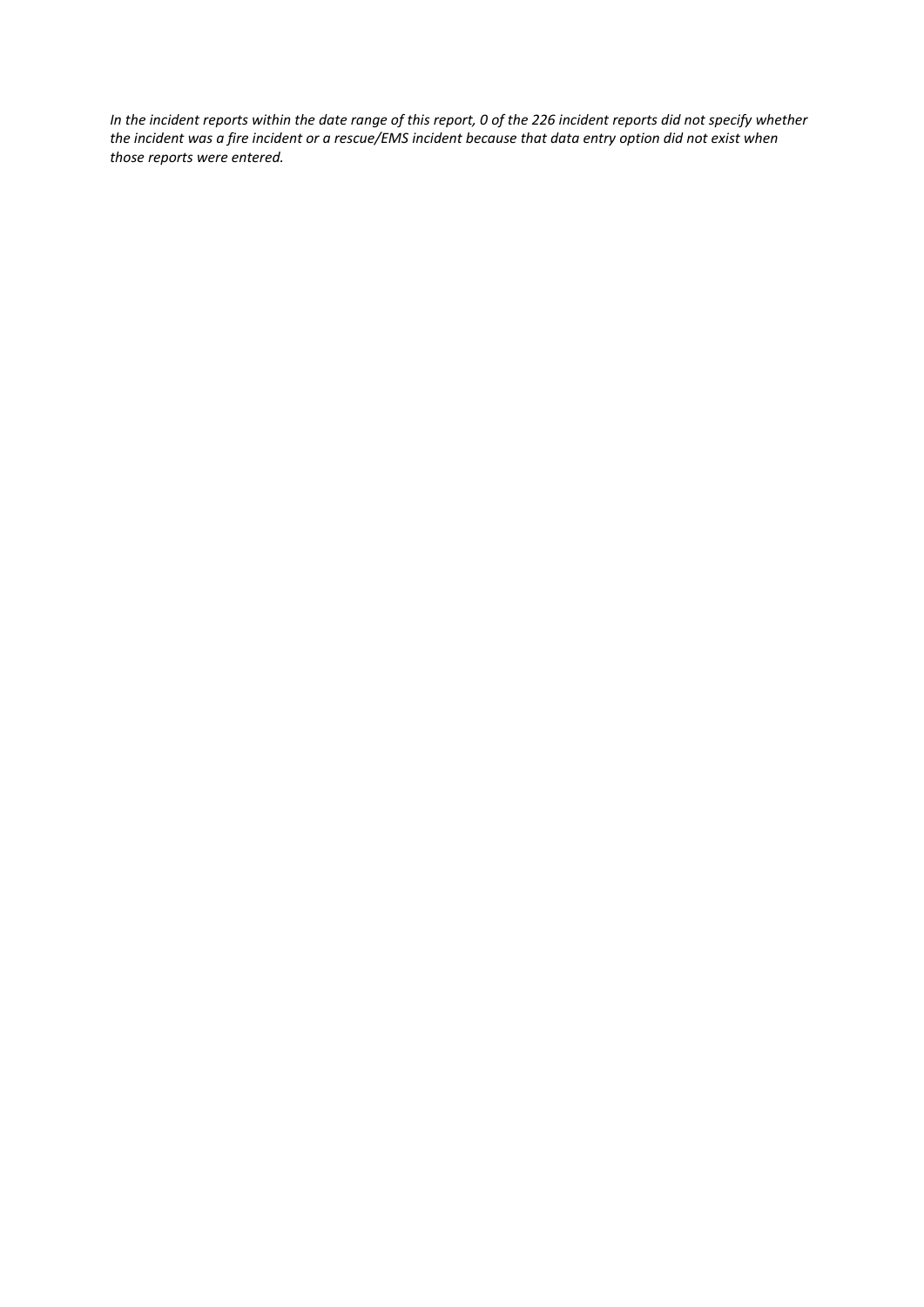*In the incident reports within the date range of this report, 0 of the 226 incident reports did not specify whether the incident was a fire incident or a rescue/EMS incident because that data entry option did not exist when those reports were entered.*